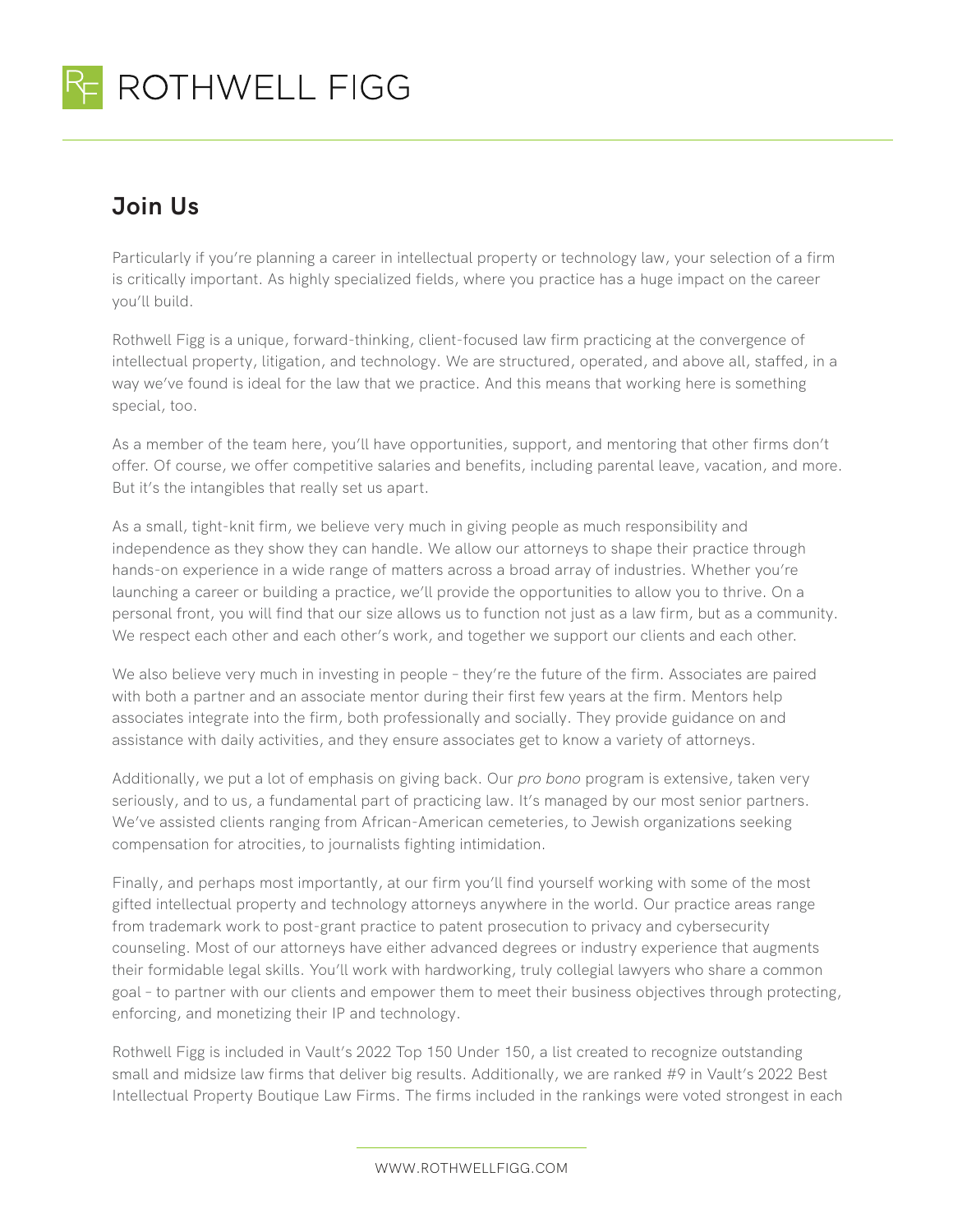# Join Us

Particularly if you're planning a career in intellectual property or technology law, your selection of a firm is critically important. As highly specialized fields, where you practice has a huge impact on the career you'll build.

Rothwell Figg is a unique, forward-thinking, client-focused law firm practicing at the convergence of intellectual property, litigation, and technology. We are structured, operated, and above all, staffed, in a way we've found is ideal for the law that we practice. And this means that working here is something special, too.

As a member of the team here, you'll have opportunities, support, and mentoring that other firms don't offer. Of course, we offer competitive salaries and benefits, including parental leave, vacation, and more. But it's the intangibles that really set us apart.

As a small, tight-knit firm, we believe very much in giving people as much responsibility and independence as they show they can handle. We allow our attorneys to shape their practice through hands-on experience in a wide range of matters across a broad array of industries. Whether you're launching a career or building a practice, we'll provide the opportunities to allow you to thrive. On a personal front, you will find that our size allows us to function not just as a law firm, but as a community. We respect each other and each other's work, and together we support our clients and each other.

We also believe very much in investing in people – they're the future of the firm. Associates are paired with both a partner and an associate mentor during their first few years at the firm. Mentors help associates integrate into the firm, both professionally and socially. They provide guidance on and assistance with daily activities, and they ensure associates get to know a variety of attorneys.

Additionally, we put a lot of emphasis on giving back. Our *pro bono* program is extensive, taken very seriously, and to us, a fundamental part of practicing law. It's managed by our most senior partners. We've assisted clients ranging from African-American cemeteries, to Jewish organizations seeking compensation for atrocities, to journalists fighting intimidation.

Finally, and perhaps most importantly, at our firm you'll find yourself working with some of the most gifted intellectual property and technology attorneys anywhere in the world. Our practice areas range from trademark work to post-grant practice to patent prosecution to privacy and cybersecurity counseling. Most of our attorneys have either advanced degrees or industry experience that augments their formidable legal skills. You'll work with hardworking, truly collegial lawyers who share a common goal – to partner with our clients and empower them to meet their business objectives through protecting, enforcing, and monetizing their IP and technology.

Rothwell Figg is included in Vault's 2022 Top 150 Under 150, a list created to recognize outstanding small and midsize law firms that deliver big results. Additionally, we are ranked #9 in Vault's 2022 Best Intellectual Property Boutique Law Firms. The firms included in the rankings were voted strongest in each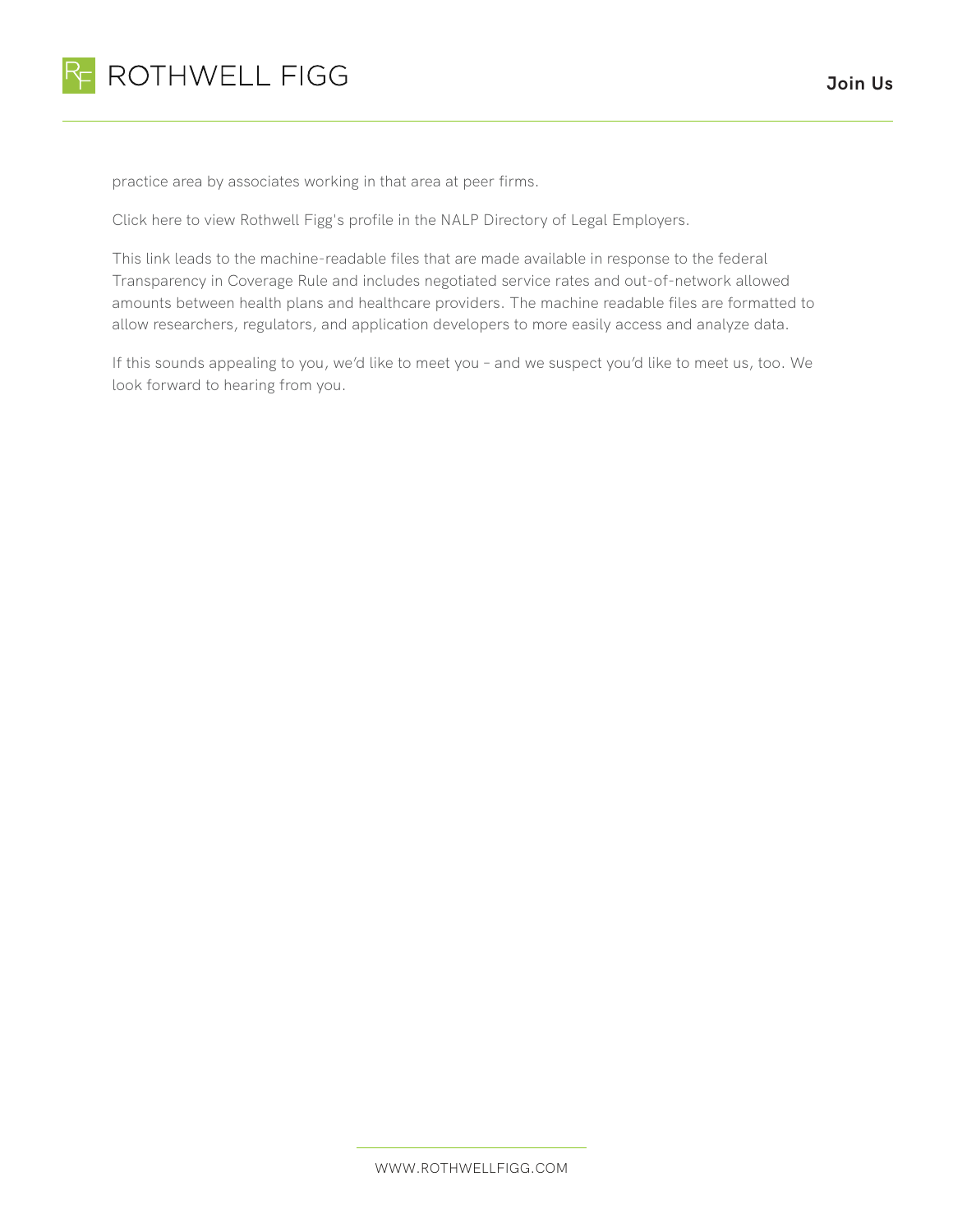practice area by associates working in that area at peer firms.

Click here to view Rothwell Figg's profile in the NALP Directory of Legal Employers.

This link leads to the machine-readable files that are made available in response to the federal Transparency in Coverage Rule and includes negotiated service rates and out-of-network allowed amounts between health plans and healthcare providers. The machine readable files are formatted to allow researchers, regulators, and application developers to more easily access and analyze data.

If this sounds appealing to you, we'd like to meet you – and we suspect you'd like to meet us, too. We look forward to hearing from you.